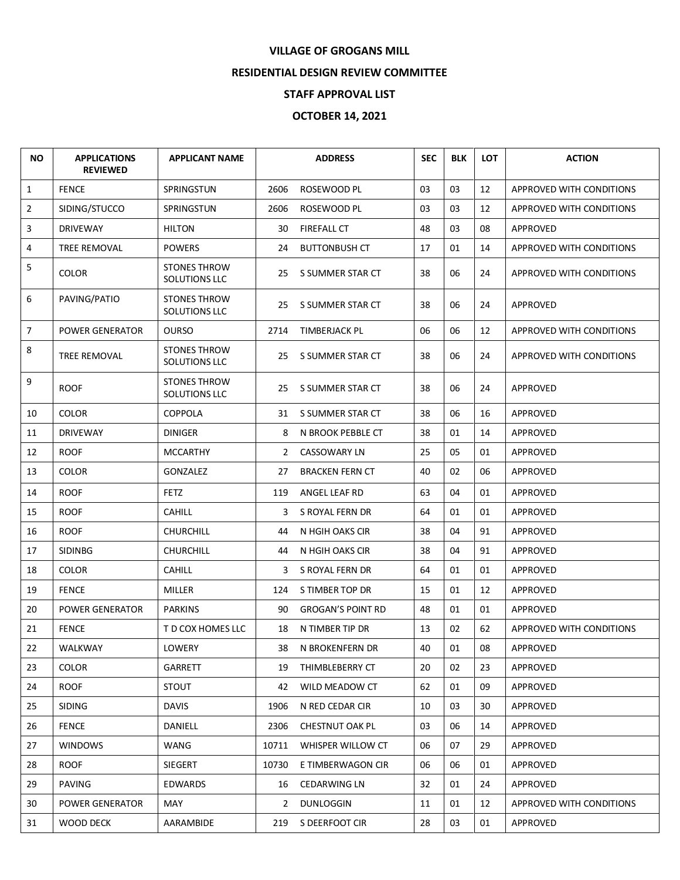**VILLAGE OF GROGANS MILL**

**RESIDENTIAL DESIGN REVIEW COMMITTEE**

**STAFF APPROVAL LIST**

**OCTOBER 14, 2021**

| NO | APPLICATIONS REVIEWED | APPLICANT NAME | ADDRESS | | SEC | BLK | LOT | ACTION |
|---|---|---|---|---|---|---|---|---|
| 1 | FENCE | SPRINGSTUN | 2606 | ROSEWOOD PL | 03 | 03 | 12 | APPROVED WITH CONDITIONS |
| 2 | SIDING/STUCCO | SPRINGSTUN | 2606 | ROSEWOOD PL | 03 | 03 | 12 | APPROVED WITH CONDITIONS |
| 3 | DRIVEWAY | HILTON | 30 | FIREFALL CT | 48 | 03 | 08 | APPROVED |
| 4 | TREE REMOVAL | POWERS | 24 | BUTTONBUSH CT | 17 | 01 | 14 | APPROVED WITH CONDITIONS |
| 5 | COLOR | STONES THROW SOLUTIONS LLC | 25 | S SUMMER STAR CT | 38 | 06 | 24 | APPROVED WITH CONDITIONS |
| 6 | PAVING/PATIO | STONES THROW SOLUTIONS LLC | 25 | S SUMMER STAR CT | 38 | 06 | 24 | APPROVED |
| 7 | POWER GENERATOR | OURSO | 2714 | TIMBERJACK PL | 06 | 06 | 12 | APPROVED WITH CONDITIONS |
| 8 | TREE REMOVAL | STONES THROW SOLUTIONS LLC | 25 | S SUMMER STAR CT | 38 | 06 | 24 | APPROVED WITH CONDITIONS |
| 9 | ROOF | STONES THROW SOLUTIONS LLC | 25 | S SUMMER STAR CT | 38 | 06 | 24 | APPROVED |
| 10 | COLOR | COPPOLA | 31 | S SUMMER STAR CT | 38 | 06 | 16 | APPROVED |
| 11 | DRIVEWAY | DINIGER | 8 | N BROOK PEBBLE CT | 38 | 01 | 14 | APPROVED |
| 12 | ROOF | MCCARTHY | 2 | CASSOWARY LN | 25 | 05 | 01 | APPROVED |
| 13 | COLOR | GONZALEZ | 27 | BRACKEN FERN CT | 40 | 02 | 06 | APPROVED |
| 14 | ROOF | FETZ | 119 | ANGEL LEAF RD | 63 | 04 | 01 | APPROVED |
| 15 | ROOF | CAHILL | 3 | S ROYAL FERN DR | 64 | 01 | 01 | APPROVED |
| 16 | ROOF | CHURCHILL | 44 | N HGIH OAKS CIR | 38 | 04 | 91 | APPROVED |
| 17 | SIDINBG | CHURCHILL | 44 | N HGIH OAKS CIR | 38 | 04 | 91 | APPROVED |
| 18 | COLOR | CAHILL | 3 | S ROYAL FERN DR | 64 | 01 | 01 | APPROVED |
| 19 | FENCE | MILLER | 124 | S TIMBER TOP DR | 15 | 01 | 12 | APPROVED |
| 20 | POWER GENERATOR | PARKINS | 90 | GROGAN'S POINT RD | 48 | 01 | 01 | APPROVED |
| 21 | FENCE | T D COX HOMES LLC | 18 | N TIMBER TIP DR | 13 | 02 | 62 | APPROVED WITH CONDITIONS |
| 22 | WALKWAY | LOWERY | 38 | N BROKENFERN DR | 40 | 01 | 08 | APPROVED |
| 23 | COLOR | GARRETT | 19 | THIMBLEBERRY CT | 20 | 02 | 23 | APPROVED |
| 24 | ROOF | STOUT | 42 | WILD MEADOW CT | 62 | 01 | 09 | APPROVED |
| 25 | SIDING | DAVIS | 1906 | N RED CEDAR CIR | 10 | 03 | 30 | APPROVED |
| 26 | FENCE | DANIELL | 2306 | CHESTNUT OAK PL | 03 | 06 | 14 | APPROVED |
| 27 | WINDOWS | WANG | 10711 | WHISPER WILLOW CT | 06 | 07 | 29 | APPROVED |
| 28 | ROOF | SIEGERT | 10730 | E TIMBERWAGON CIR | 06 | 06 | 01 | APPROVED |
| 29 | PAVING | EDWARDS | 16 | CEDARWING LN | 32 | 01 | 24 | APPROVED |
| 30 | POWER GENERATOR | MAY | 2 | DUNLOGGIN | 11 | 01 | 12 | APPROVED WITH CONDITIONS |
| 31 | WOOD DECK | AARAMBIDE | 219 | S DEERFOOT CIR | 28 | 03 | 01 | APPROVED |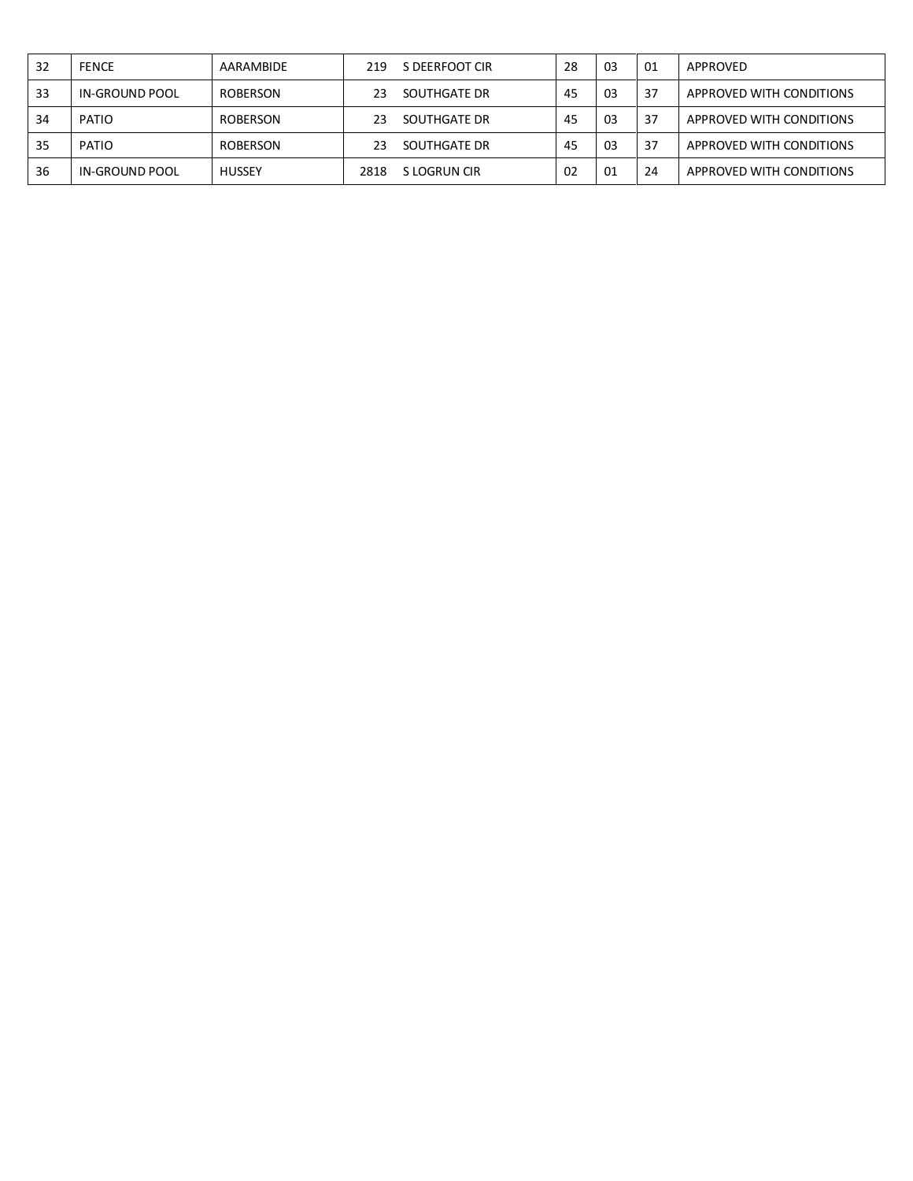| | | | | | | | | |
|---|---|---|---|---|---|---|---|---|
| 32 | FENCE | AARAMBIDE | 219 | S DEERFOOT CIR | 28 | 03 | 01 | APPROVED |
| 33 | IN-GROUND POOL | ROBERSON | 23 | SOUTHGATE DR | 45 | 03 | 37 | APPROVED WITH CONDITIONS |
| 34 | PATIO | ROBERSON | 23 | SOUTHGATE DR | 45 | 03 | 37 | APPROVED WITH CONDITIONS |
| 35 | PATIO | ROBERSON | 23 | SOUTHGATE DR | 45 | 03 | 37 | APPROVED WITH CONDITIONS |
| 36 | IN-GROUND POOL | HUSSEY | 2818 | S LOGRUN CIR | 02 | 01 | 24 | APPROVED WITH CONDITIONS |